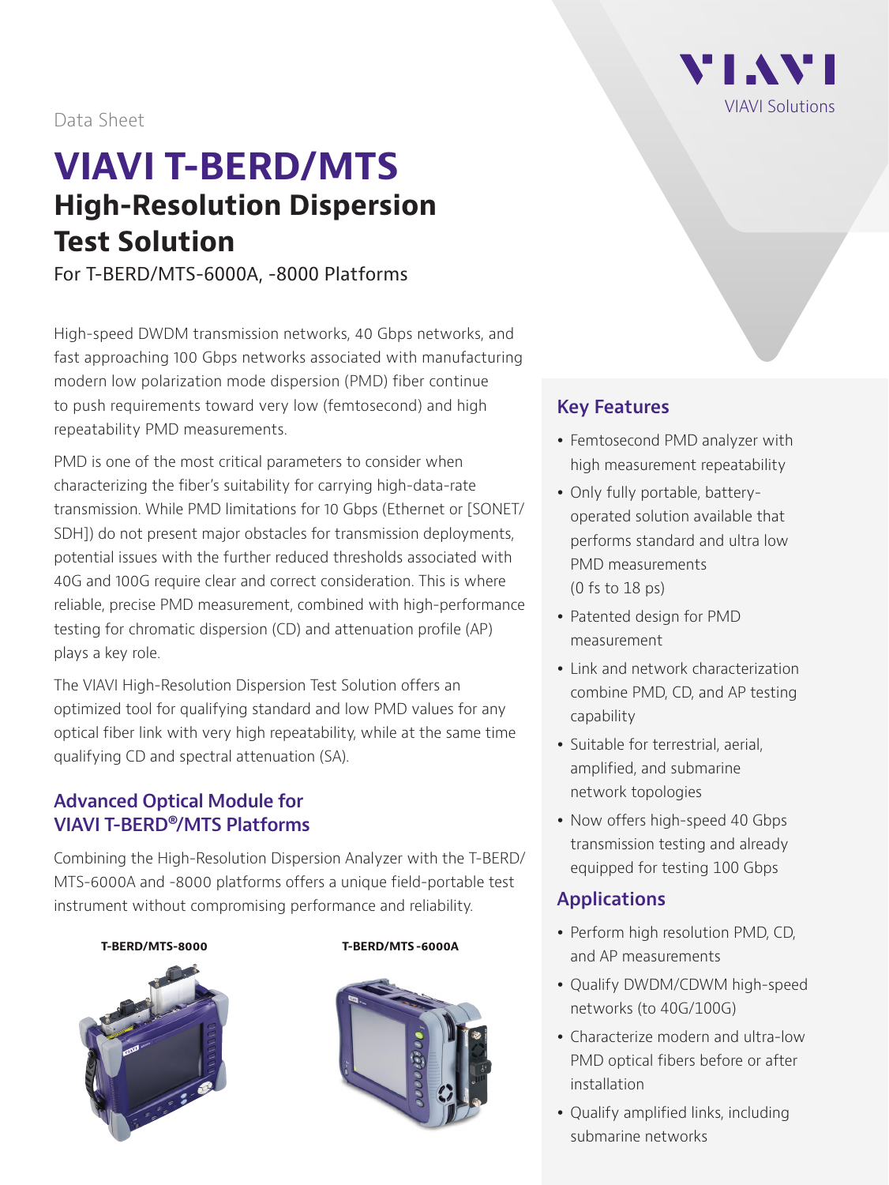Data Sheet

# VIAVI T-BERD/MTS

## High-Resolution Dispersion Test Solution

For T-BERD/MTS-6000A, -8000 Platforms

High-speed DWDM transmission networks, 40 Gbps networks, and fast approaching 100 Gbps networks associated with manufacturing modern low polarization mode dispersion (PMD) fiber continue to push requirements toward very low (femtosecond) and high repeatability PMD measurements.

PMD is one of the most critical parameters to consider when characterizing the fiber's suitability for carrying high-data-rate transmission. While PMD limitations for 10 Gbps (Ethernet or [SONET/SDH]) do not present major obstacles for transmission deployments, potential issues with the further reduced thresholds associated with 40G and 100G require clear and correct consideration. This is where reliable, precise PMD measurement, combined with high-performance testing for chromatic dispersion (CD) and attenuation profile (AP) plays a key role.

The VIAVI High-Resolution Dispersion Test Solution offers an optimized tool for qualifying standard and low PMD values for any optical fiber link with very high repeatability, while at the same time qualifying CD and spectral attenuation (SA).

### Advanced Optical Module for VIAVI T-BERD®/MTS Platforms

Combining the High-Resolution Dispersion Analyzer with the T-BERD/MTS-6000A and -8000 platforms offers a unique field-portable test instrument without compromising performance and reliability.

**T-BERD/MTS-8000**

**T-BERD/MTS -6000A**

### Key Features

- Femtosecond PMD analyzer with high measurement repeatability
- Only fully portable, battery-operated solution available that performs standard and ultra low PMD measurements (0 fs to 18 ps)
- Patented design for PMD measurement
- Link and network characterization combine PMD, CD, and AP testing capability
- Suitable for terrestrial, aerial, amplified, and submarine network topologies
- Now offers high-speed 40 Gbps transmission testing and already equipped for testing 100 Gbps

### Applications

- Perform high resolution PMD, CD, and AP measurements
- Qualify DWDM/CDWM high-speed networks (to 40G/100G)
- Characterize modern and ultra-low PMD optical fibers before or after installation
- Qualify amplified links, including submarine networks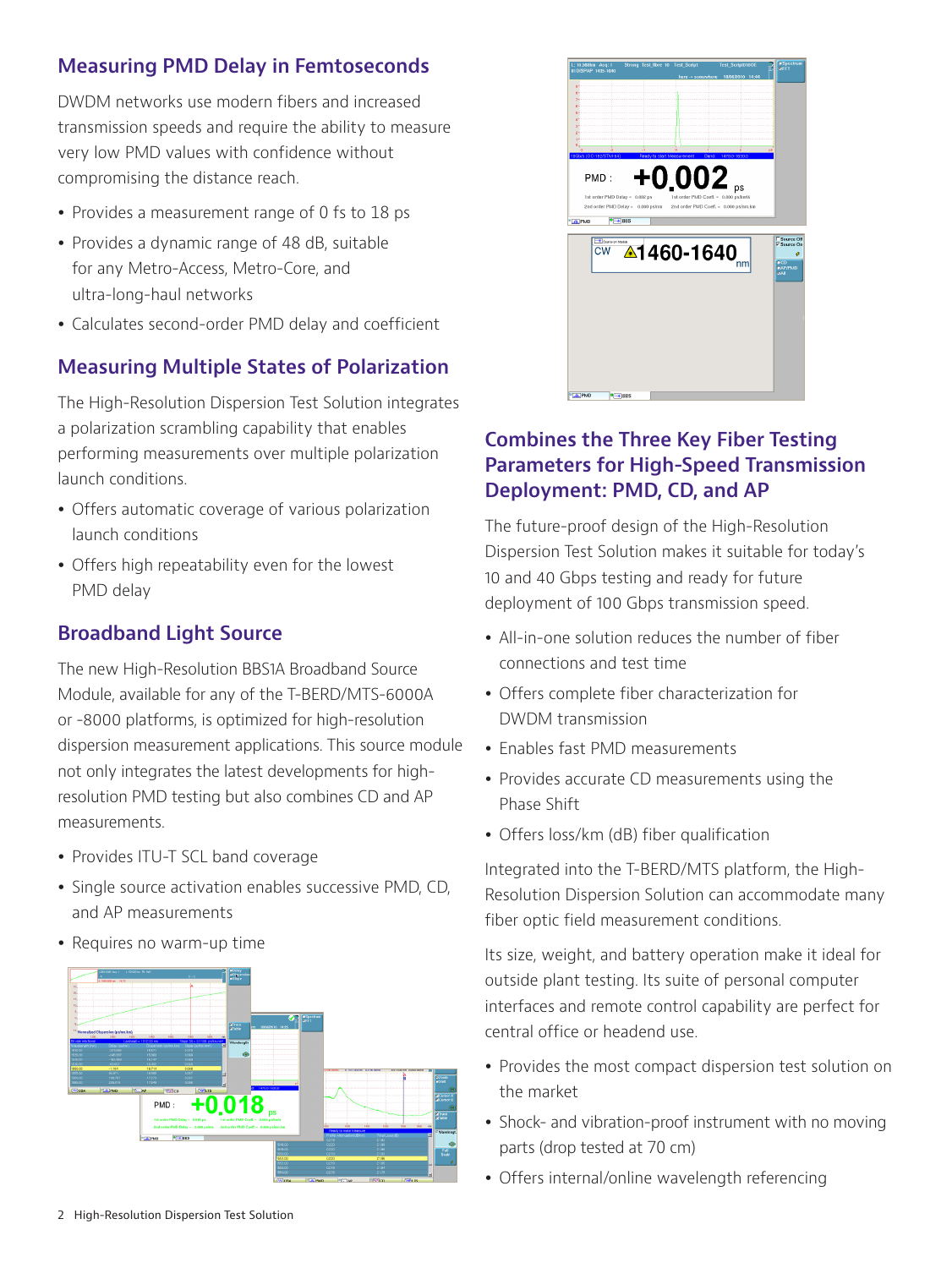## Measuring PMD Delay in Femtoseconds

DWDM networks use modern fibers and increased transmission speeds and require the ability to measure very low PMD values with confidence without compromising the distance reach.

- Provides a measurement range of 0 fs to 18 ps
- Provides a dynamic range of 48 dB, suitable for any Metro-Access, Metro-Core, and ultra-long-haul networks
- Calculates second-order PMD delay and coefficient

## Measuring Multiple States of Polarization

The High-Resolution Dispersion Test Solution integrates a polarization scrambling capability that enables performing measurements over multiple polarization launch conditions.

- Offers automatic coverage of various polarization launch conditions
- Offers high repeatability even for the lowest PMD delay

## Broadband Light Source

The new High-Resolution BBS1A Broadband Source Module, available for any of the T-BERD/MTS-6000A or -8000 platforms, is optimized for high-resolution dispersion measurement applications. This source module not only integrates the latest developments for high-resolution PMD testing but also combines CD and AP measurements.

- Provides ITU-T SCL band coverage
- Single source activation enables successive PMD, CD, and AP measurements
- Requires no warm-up time

## Combines the Three Key Fiber Testing Parameters for High-Speed Transmission Deployment: PMD, CD, and AP

The future-proof design of the High-Resolution Dispersion Test Solution makes it suitable for today's 10 and 40 Gbps testing and ready for future deployment of 100 Gbps transmission speed.

- All-in-one solution reduces the number of fiber connections and test time
- Offers complete fiber characterization for DWDM transmission
- Enables fast PMD measurements
- Provides accurate CD measurements using the Phase Shift
- Offers loss/km (dB) fiber qualification

Integrated into the T-BERD/MTS platform, the High-Resolution Dispersion Solution can accommodate many fiber optic field measurement conditions.

Its size, weight, and battery operation make it ideal for outside plant testing. Its suite of personal computer interfaces and remote control capability are perfect for central office or headend use.

- Provides the most compact dispersion test solution on the market
- Shock- and vibration-proof instrument with no moving parts (drop tested at 70 cm)
- Offers internal/online wavelength referencing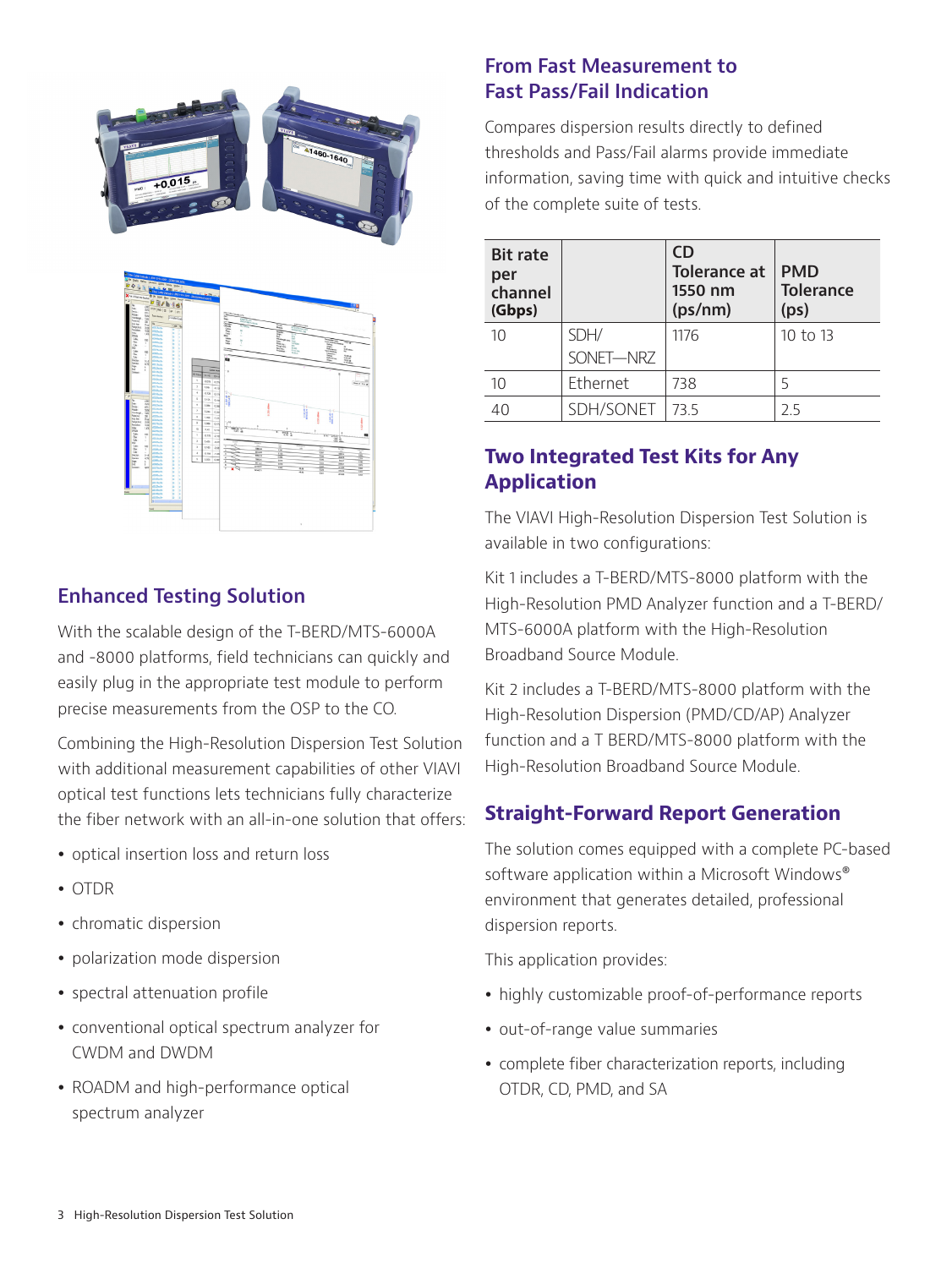## Enhanced Testing Solution

With the scalable design of the T-BERD/MTS-6000A and -8000 platforms, field technicians can quickly and easily plug in the appropriate test module to perform precise measurements from the OSP to the CO.

Combining the High-Resolution Dispersion Test Solution with additional measurement capabilities of other VIAVI optical test functions lets technicians fully characterize the fiber network with an all-in-one solution that offers:

- optical insertion loss and return loss
- OTDR
- chromatic dispersion
- polarization mode dispersion
- spectral attenuation profile
- conventional optical spectrum analyzer for CWDM and DWDM
- ROADM and high-performance optical spectrum analyzer

## From Fast Measurement to Fast Pass/Fail Indication

Compares dispersion results directly to defined thresholds and Pass/Fail alarms provide immediate information, saving time with quick and intuitive checks of the complete suite of tests.

| Bit rate per channel (Gbps) | | CD Tolerance at 1550 nm (ps/nm) | PMD Tolerance (ps) |
|---|---|---|---|
| 10 | SDH/ SONET—NRZ | 1176 | 10 to 13 |
| 10 | Ethernet | 738 | 5 |
| 40 | SDH/SONET | 73.5 | 2.5 |

## Two Integrated Test Kits for Any Application

The VIAVI High-Resolution Dispersion Test Solution is available in two configurations:

Kit 1 includes a T-BERD/MTS-8000 platform with the High-Resolution PMD Analyzer function and a T-BERD/ MTS-6000A platform with the High-Resolution Broadband Source Module.

Kit 2 includes a T-BERD/MTS-8000 platform with the High-Resolution Dispersion (PMD/CD/AP) Analyzer function and a T BERD/MTS-8000 platform with the High-Resolution Broadband Source Module.

## Straight-Forward Report Generation

The solution comes equipped with a complete PC-based software application within a Microsoft Windows® environment that generates detailed, professional dispersion reports.

This application provides:

- highly customizable proof-of-performance reports
- out-of-range value summaries
- complete fiber characterization reports, including OTDR, CD, PMD, and SA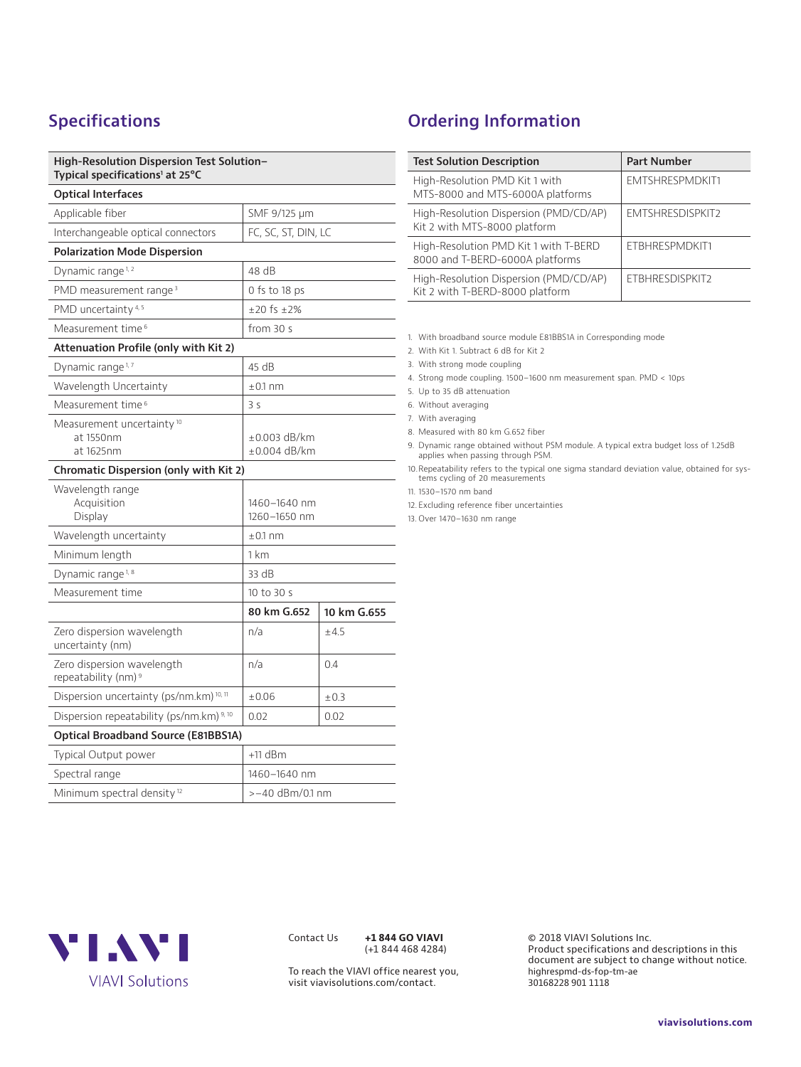## Specifications

| High-Resolution Dispersion Test Solution– Typical specifications[1] at 25°C | | |
|---|---|---|
| **Optical Interfaces** | | |
| Applicable fiber | SMF 9/125 µm | |
| Interchangeable optical connectors | FC, SC, ST, DIN, LC | |
| **Polarization Mode Dispersion** | | |
| Dynamic range [1, 2] | 48 dB | |
| PMD measurement range [3] | 0 fs to 18 ps | |
| PMD uncertainty [4, 5] | ±20 fs ±2% | |
| Measurement time [6] | from 30 s | |
| **Attenuation Profile (only with Kit 2)** | | |
| Dynamic range [1, 7] | 45 dB | |
| Wavelength Uncertainty | ±0.1 nm | |
| Measurement time [6] | 3 s | |
| Measurement uncertainty [10] at 1550nm at 1625nm | ±0.003 dB/km ±0.004 dB/km | |
| **Chromatic Dispersion (only with Kit 2)** | | |
| Wavelength range Acquisition Display | 1460–1640 nm 1260–1650 nm | |
| Wavelength uncertainty | ±0.1 nm | |
| Minimum length | 1 km | |
| Dynamic range [1, 8] | 33 dB | |
| Measurement time | 10 to 30 s | |
| | **80 km G.652** | **10 km G.655** |
| Zero dispersion wavelength uncertainty (nm) | n/a | ±4.5 |
| Zero dispersion wavelength repeatability (nm) [9] | n/a | 0.4 |
| Dispersion uncertainty (ps/nm.km) [10, 11] | ±0.06 | ±0.3 |
| Dispersion repeatability (ps/nm.km) [9, 10] | 0.02 | 0.02 |
| **Optical Broadband Source (E81BBS1A)** | | |
| Typical Output power | +11 dBm | |
| Spectral range | 1460–1640 nm | |
| Minimum spectral density [12] | >−40 dBm/0.1 nm | |

## Ordering Information

| Test Solution Description | Part Number |
|---|---|
| High-Resolution PMD Kit 1 with MTS-8000 and MTS-6000A platforms | EMTSHRESPMDKIT1 |
| High-Resolution Dispersion (PMD/CD/AP) Kit 2 with MTS-8000 platform | EMTSHRESDISPKIT2 |
| High-Resolution PMD Kit 1 with T-BERD 8000 and T-BERD-6000A platforms | ETBHRESPMDKIT1 |
| High-Resolution Dispersion (PMD/CD/AP) Kit 2 with T-BERD-8000 platform | ETBHRESDISPKIT2 |

1. With broadband source module E81BBS1A in Corresponding mode
2. With Kit 1. Subtract 6 dB for Kit 2
3. With strong mode coupling
4. Strong mode coupling. 1500–1600 nm measurement span. PMD < 10ps
5. Up to 35 dB attenuation
6. Without averaging
7. With averaging
8. Measured with 80 km G.652 fiber
9. Dynamic range obtained without PSM module. A typical extra budget loss of 1.25dB applies when passing through PSM.
10. Repeatability refers to the typical one sigma standard deviation value, obtained for systems cycling of 20 measurements
11. 1530–1570 nm band
12. Excluding reference fiber uncertainties
13. Over 1470–1630 nm range

VIAVI Solutions

Contact Us **+1 844 GO VIAVI**
(+1 844 468 4284)

To reach the VIAVI office nearest you, visit viavisolutions.com/contact.

© 2018 VIAVI Solutions Inc.
Product specifications and descriptions in this document are subject to change without notice.
highrespmd-ds-fop-tm-ae
30168228 901 1118

**viavisolutions.com**